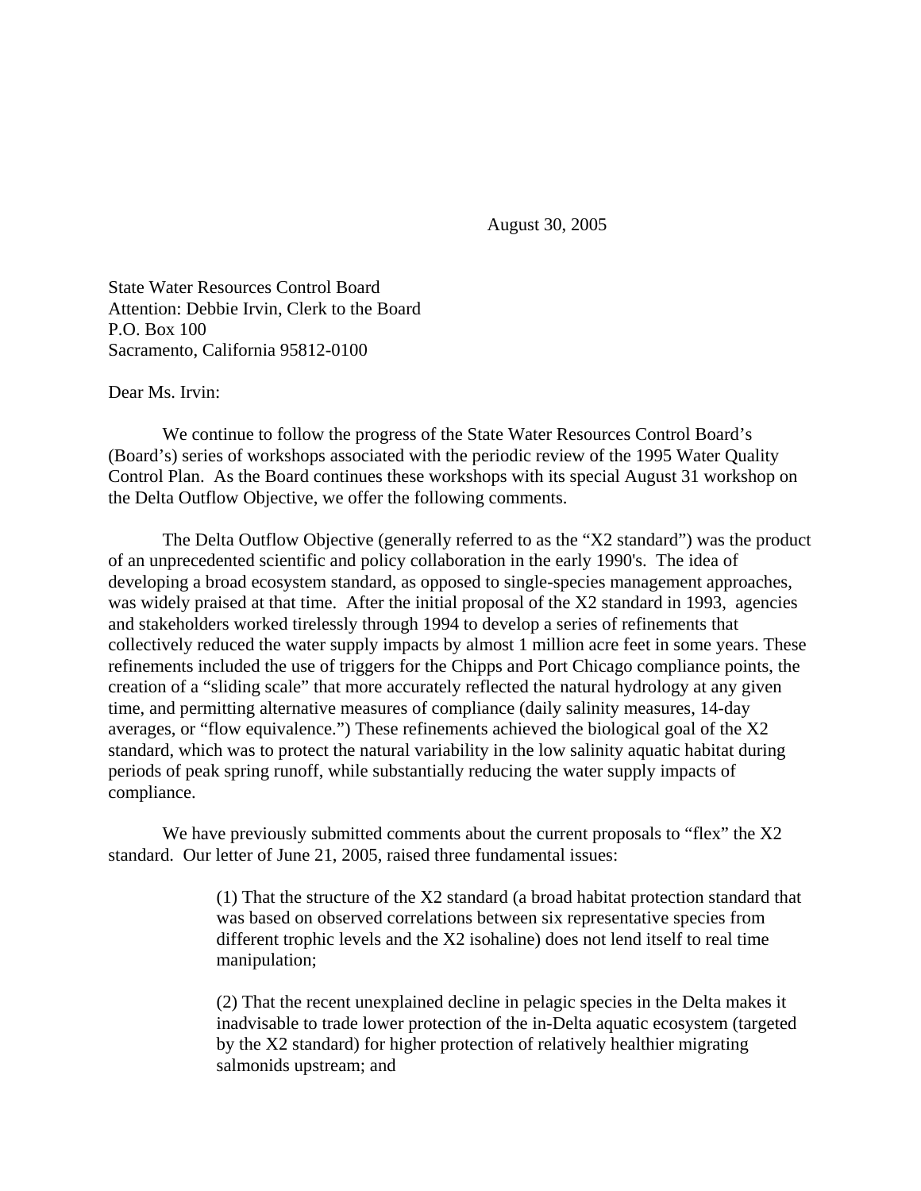August 30, 2005

State Water Resources Control Board
Attention: Debbie Irvin, Clerk to the Board
P.O. Box 100
Sacramento, California 95812-0100

Dear Ms. Irvin:

We continue to follow the progress of the State Water Resources Control Board's (Board's) series of workshops associated with the periodic review of the 1995 Water Quality Control Plan. As the Board continues these workshops with its special August 31 workshop on the Delta Outflow Objective, we offer the following comments.

The Delta Outflow Objective (generally referred to as the "X2 standard") was the product of an unprecedented scientific and policy collaboration in the early 1990's. The idea of developing a broad ecosystem standard, as opposed to single-species management approaches, was widely praised at that time. After the initial proposal of the X2 standard in 1993, agencies and stakeholders worked tirelessly through 1994 to develop a series of refinements that collectively reduced the water supply impacts by almost 1 million acre feet in some years. These refinements included the use of triggers for the Chipps and Port Chicago compliance points, the creation of a "sliding scale" that more accurately reflected the natural hydrology at any given time, and permitting alternative measures of compliance (daily salinity measures, 14-day averages, or "flow equivalence.") These refinements achieved the biological goal of the X2 standard, which was to protect the natural variability in the low salinity aquatic habitat during periods of peak spring runoff, while substantially reducing the water supply impacts of compliance.

We have previously submitted comments about the current proposals to "flex" the X2 standard. Our letter of June 21, 2005, raised three fundamental issues:

> (1) That the structure of the X2 standard (a broad habitat protection standard that was based on observed correlations between six representative species from different trophic levels and the X2 isohaline) does not lend itself to real time manipulation;
>
> (2) That the recent unexplained decline in pelagic species in the Delta makes it inadvisable to trade lower protection of the in-Delta aquatic ecosystem (targeted by the X2 standard) for higher protection of relatively healthier migrating salmonids upstream; and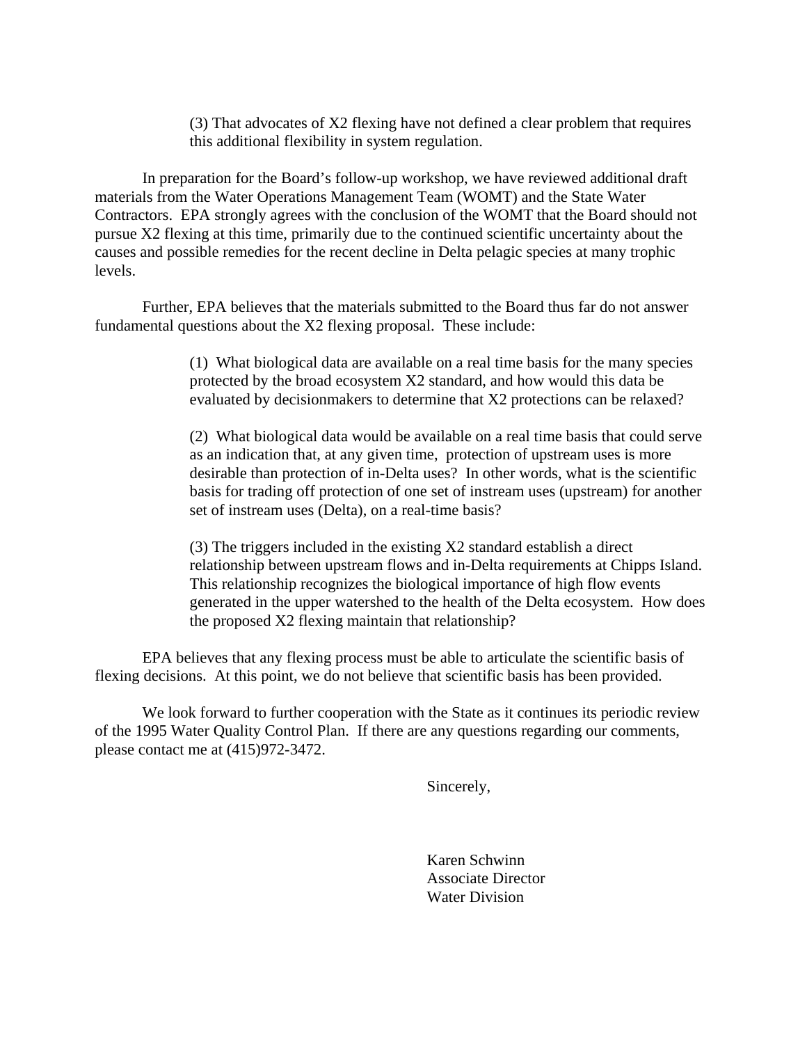(3) That advocates of X2 flexing have not defined a clear problem that requires this additional flexibility in system regulation.

In preparation for the Board's follow-up workshop, we have reviewed additional draft materials from the Water Operations Management Team (WOMT) and the State Water Contractors. EPA strongly agrees with the conclusion of the WOMT that the Board should not pursue X2 flexing at this time, primarily due to the continued scientific uncertainty about the causes and possible remedies for the recent decline in Delta pelagic species at many trophic levels.

Further, EPA believes that the materials submitted to the Board thus far do not answer fundamental questions about the X2 flexing proposal. These include:

(1) What biological data are available on a real time basis for the many species protected by the broad ecosystem X2 standard, and how would this data be evaluated by decisionmakers to determine that X2 protections can be relaxed?

(2) What biological data would be available on a real time basis that could serve as an indication that, at any given time, protection of upstream uses is more desirable than protection of in-Delta uses? In other words, what is the scientific basis for trading off protection of one set of instream uses (upstream) for another set of instream uses (Delta), on a real-time basis?

(3) The triggers included in the existing X2 standard establish a direct relationship between upstream flows and in-Delta requirements at Chipps Island. This relationship recognizes the biological importance of high flow events generated in the upper watershed to the health of the Delta ecosystem. How does the proposed X2 flexing maintain that relationship?

EPA believes that any flexing process must be able to articulate the scientific basis of flexing decisions. At this point, we do not believe that scientific basis has been provided.

We look forward to further cooperation with the State as it continues its periodic review of the 1995 Water Quality Control Plan. If there are any questions regarding our comments, please contact me at (415)972-3472.

Sincerely,

Karen Schwinn
Associate Director
Water Division